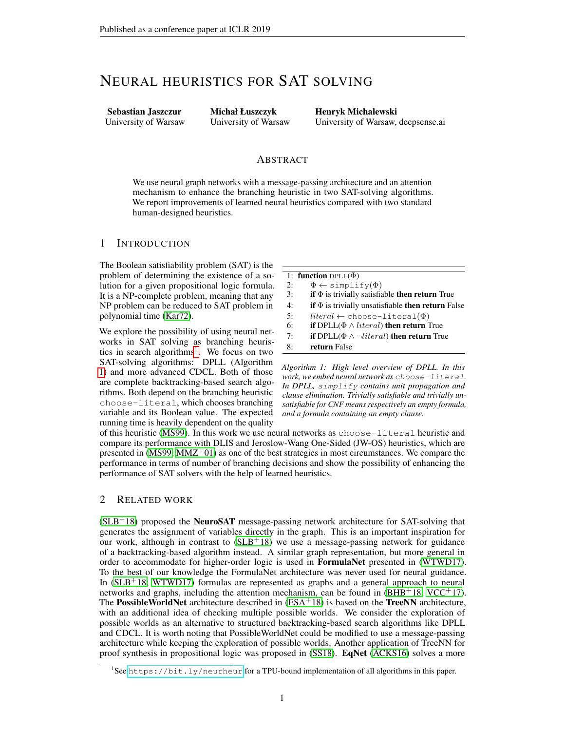# NEURAL HEURISTICS FOR SAT SOLVING

**Sebastian Jaszczur**
University of Warsaw

**Michał Łuszczyk**
University of Warsaw

**Henryk Michalewski**
University of Warsaw, deepsense.ai

## ABSTRACT

We use neural graph networks with a message-passing architecture and an attention mechanism to enhance the branching heuristic in two SAT-solving algorithms. We report improvements of learned neural heuristics compared with two standard human-designed heuristics.

## 1 INTRODUCTION

The Boolean satisfiability problem (SAT) is the problem of determining the existence of a solution for a given propositional logic formula. It is a NP-complete problem, meaning that any NP problem can be reduced to SAT problem in polynomial time (Kar72).

We explore the possibility of using neural networks in SAT solving as branching heuristics in search algorithms[1]. We focus on two SAT-solving algorithms: DPLL (Algorithm 1) and more advanced CDCL. Both of those are complete backtracking-based search algorithms. Both depend on the branching heuristic `choose-literal`, which chooses branching variable and its Boolean value. The expected running time is heavily dependent on the quality of this heuristic (MS99). In this work we use neural networks as `choose-literal` heuristic and compare its performance with DLIS and Jeroslow-Wang One-Sided (JW-OS) heuristics, which are presented in (MS99; MMZ+01) as one of the best strategies in most circumstances. We compare the performance in terms of number of branching decisions and show the possibility of enhancing the performance of SAT solvers with the help of learned heuristics.

```
1: function DPLL(Φ)
2:     Φ ← simplify(Φ)
3:     if Φ is trivially satisfiable then return True
4:     if Φ is trivially unsatisfiable then return False
5:     literal ← choose-literal(Φ)
6:     if DPLL(Φ ∧ literal) then return True
7:     if DPLL(Φ ∧ ¬literal) then return True
8:     return False
```

*Algorithm 1: High level overview of DPLL. In this work, we embed neural network as `choose-literal`. In DPLL, `simplify` contains unit propagation and clause elimination. Trivially satisfiable and trivially unsatisfiable for CNF means respectively an empty formula, and a formula containing an empty clause.*

## 2 RELATED WORK

(SLB+18) proposed the **NeuroSAT** message-passing network architecture for SAT-solving that generates the assignment of variables directly in the graph. This is an important inspiration for our work, although in contrast to (SLB+18) we use a message-passing network for guidance of a backtracking-based algorithm instead. A similar graph representation, but more general in order to accommodate for higher-order logic is used in **FormulaNet** presented in (WTWD17). To the best of our knowledge the FormulaNet architecture was never used for neural guidance. In (SLB+18; WTWD17) formulas are represented as graphs and a general approach to neural networks and graphs, including the attention mechanism, can be found in (BHB+18; VCC+17). The **PossibleWorldNet** architecture described in (ESA+18) is based on the **TreeNN** architecture, with an additional idea of checking multiple possible worlds. We consider the exploration of possible worlds as an alternative to structured backtracking-based search algorithms like DPLL and CDCL. It is worth noting that PossibleWorldNet could be modified to use a message-passing architecture while keeping the exploration of possible worlds. Another application of TreeNN for proof synthesis in propositional logic was proposed in (SS18). **EqNet** (ACKS16) solves a more

[1] See https://bit.ly/neurheur for a TPU-bound implementation of all algorithms in this paper.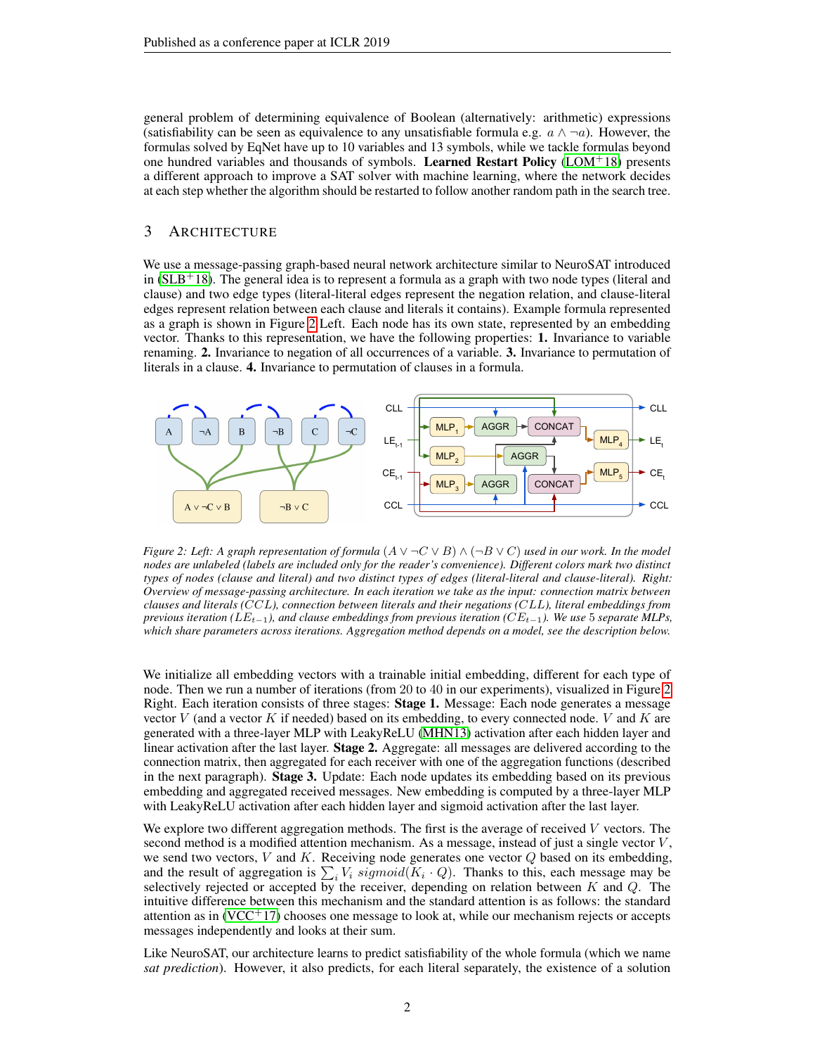general problem of determining equivalence of Boolean (alternatively: arithmetic) expressions (satisfiability can be seen as equivalence to any unsatisfiable formula e.g. $a \wedge \neg a$). However, the formulas solved by EqNet have up to 10 variables and 13 symbols, while we tackle formulas beyond one hundred variables and thousands of symbols. **Learned Restart Policy** (LOM[+]18) presents a different approach to improve a SAT solver with machine learning, where the network decides at each step whether the algorithm should be restarted to follow another random path in the search tree.

## 3 Architecture

We use a message-passing graph-based neural network architecture similar to NeuroSAT introduced in (SLB[+]18). The general idea is to represent a formula as a graph with two node types (literal and clause) and two edge types (literal-literal edges represent the negation relation, and clause-literal edges represent relation between each clause and literals it contains). Example formula represented as a graph is shown in Figure 2 Left. Each node has its own state, represented by an embedding vector. Thanks to this representation, we have the following properties: **1.** Invariance to variable renaming. **2.** Invariance to negation of all occurrences of a variable. **3.** Invariance to permutation of literals in a clause. **4.** Invariance to permutation of clauses in a formula.

*Figure 2: Left: A graph representation of formula $(A \vee \neg C \vee B) \wedge (\neg B \vee C)$ used in our work. In the model nodes are unlabeled (labels are included only for the reader's convenience). Different colors mark two distinct types of nodes (clause and literal) and two distinct types of edges (literal-literal and clause-literal). Right: Overview of message-passing architecture. In each iteration we take as the input: connection matrix between clauses and literals ($CCL$), connection between literals and their negations ($CLL$), literal embeddings from previous iteration ($LE_{t-1}$), and clause embeddings from previous iteration ($CE_{t-1}$). We use 5 separate MLPs, which share parameters across iterations. Aggregation method depends on a model, see the description below.*

We initialize all embedding vectors with a trainable initial embedding, different for each type of node. Then we run a number of iterations (from 20 to 40 in our experiments), visualized in Figure 2 Right. Each iteration consists of three stages: **Stage 1.** Message: Each node generates a message vector $V$ (and a vector $K$ if needed) based on its embedding, to every connected node. $V$ and $K$ are generated with a three-layer MLP with LeakyReLU (MHN13) activation after each hidden layer and linear activation after the last layer. **Stage 2.** Aggregate: all messages are delivered according to the connection matrix, then aggregated for each receiver with one of the aggregation functions (described in the next paragraph). **Stage 3.** Update: Each node updates its embedding based on its previous embedding and aggregated received messages. New embedding is computed by a three-layer MLP with LeakyReLU activation after each hidden layer and sigmoid activation after the last layer.

We explore two different aggregation methods. The first is the average of received $V$ vectors. The second method is a modified attention mechanism. As a message, instead of just a single vector $V$, we send two vectors, $V$ and $K$. Receiving node generates one vector $Q$ based on its embedding, and the result of aggregation is $\sum_i V_i \ sigmoid(K_i \cdot Q)$. Thanks to this, each message may be selectively rejected or accepted by the receiver, depending on relation between $K$ and $Q$. The intuitive difference between this mechanism and the standard attention is as follows: the standard attention as in (VCC[+]17) chooses one message to look at, while our mechanism rejects or accepts messages independently and looks at their sum.

Like NeuroSAT, our architecture learns to predict satisfiability of the whole formula (which we name *sat prediction*). However, it also predicts, for each literal separately, the existence of a solution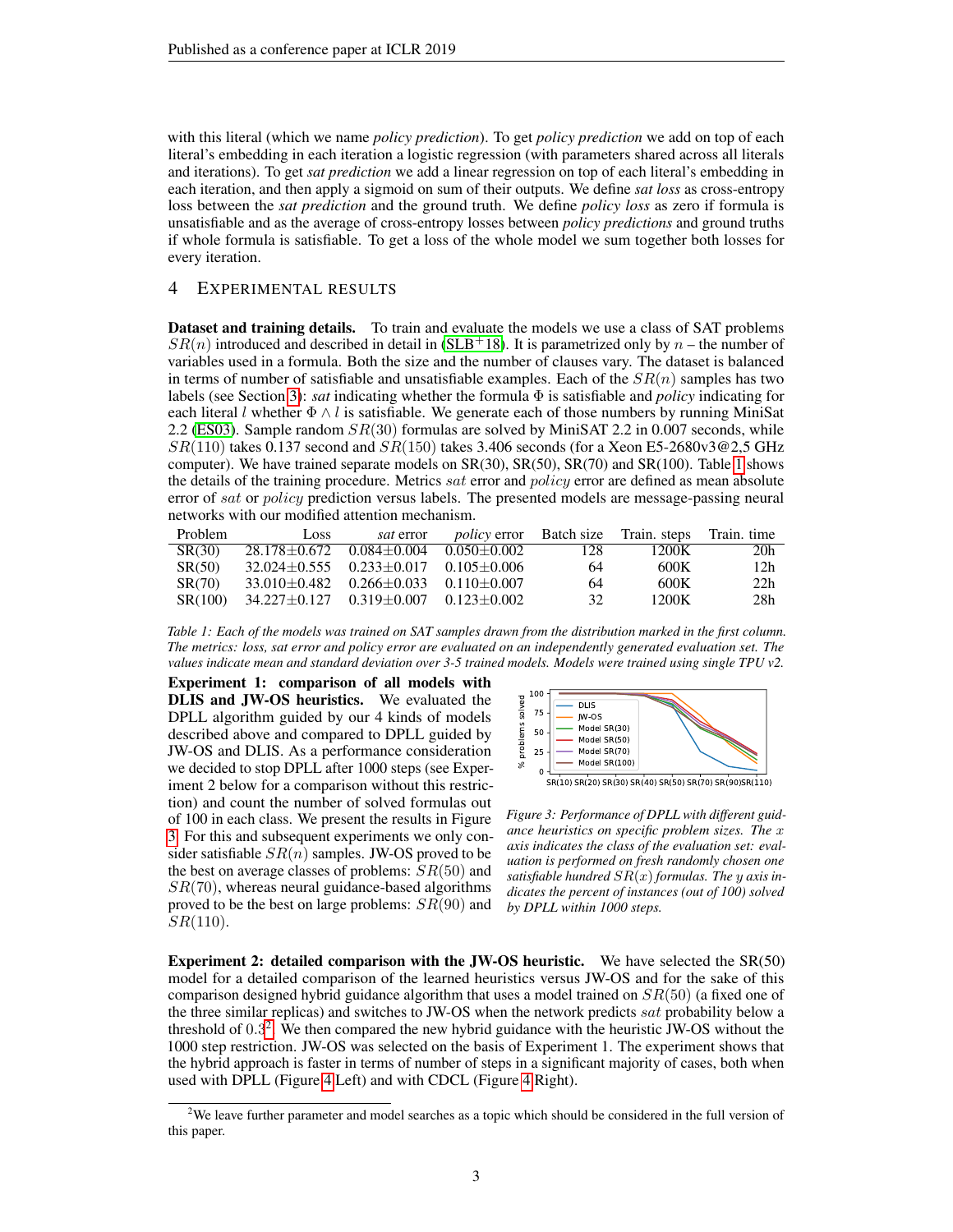with this literal (which we name *policy prediction*). To get *policy prediction* we add on top of each literal's embedding in each iteration a logistic regression (with parameters shared across all literals and iterations). To get *sat prediction* we add a linear regression on top of each literal's embedding in each iteration, and then apply a sigmoid on sum of their outputs. We define *sat loss* as cross-entropy loss between the *sat prediction* and the ground truth. We define *policy loss* as zero if formula is unsatisfiable and as the average of cross-entropy losses between *policy predictions* and ground truths if whole formula is satisfiable. To get a loss of the whole model we sum together both losses for every iteration.

## 4 Experimental results

**Dataset and training details.** To train and evaluate the models we use a class of SAT problems $SR(n)$ introduced and described in detail in (SLB+18). It is parametrized only by $n$ – the number of variables used in a formula. Both the size and the number of clauses vary. The dataset is balanced in terms of number of satisfiable and unsatisfiable examples. Each of the $SR(n)$ samples has two labels (see Section 3): *sat* indicating whether the formula $\Phi$ is satisfiable and *policy* indicating for each literal $l$ whether $\Phi \wedge l$ is satisfiable. We generate each of those numbers by running MiniSat 2.2 (ES03). Sample random $SR(30)$ formulas are solved by MiniSAT 2.2 in 0.007 seconds, while $SR(110)$ takes 0.137 second and $SR(150)$ takes 3.406 seconds (for a Xeon E5-2680v3@2,5 GHz computer). We have trained separate models on SR(30), SR(50), SR(70) and SR(100). Table 1 shows the details of the training procedure. Metrics $sat$ error and $policy$ error are defined as mean absolute error of $sat$ or $policy$ prediction versus labels. The presented models are message-passing neural networks with our modified attention mechanism.

| Problem | Loss | *sat* error | *policy* error | Batch size | Train. steps | Train. time |
|---|---|---|---|---|---|---|
| SR(30) | 28.178±0.672 | 0.084±0.004 | 0.050±0.002 | 128 | 1200K | 20h |
| SR(50) | 32.024±0.555 | 0.233±0.017 | 0.105±0.006 | 64 | 600K | 12h |
| SR(70) | 33.010±0.482 | 0.266±0.033 | 0.110±0.007 | 64 | 600K | 22h |
| SR(100) | 34.227±0.127 | 0.319±0.007 | 0.123±0.002 | 32 | 1200K | 28h |

*Table 1: Each of the models was trained on SAT samples drawn from the distribution marked in the first column. The metrics: loss, sat error and policy error are evaluated on an independently generated evaluation set. The values indicate mean and standard deviation over 3-5 trained models. Models were trained using single TPU v2.*

**Experiment 1: comparison of all models with DLIS and JW-OS heuristics.** We evaluated the DPLL algorithm guided by our 4 kinds of models described above and compared to DPLL guided by JW-OS and DLIS. As a performance consideration we decided to stop DPLL after 1000 steps (see Experiment 2 below for a comparison without this restriction) and count the number of solved formulas out of 100 in each class. We present the results in Figure 3. For this and subsequent experiments we only consider satisfiable $SR(n)$ samples. JW-OS proved to be the best on average classes of problems: $SR(50)$ and $SR(70)$, whereas neural guidance-based algorithms proved to be the best on large problems: $SR(90)$ and $SR(110)$.

*Figure 3: Performance of DPLL with different guidance heuristics on specific problem sizes. The $x$ axis indicates the class of the evaluation set: evaluation is performed on fresh randomly chosen one satisfiable hundred $SR(x)$ formulas. The $y$ axis indicates the percent of instances (out of 100) solved by DPLL within 1000 steps.*

**Experiment 2: detailed comparison with the JW-OS heuristic.** We have selected the SR(50) model for a detailed comparison of the learned heuristics versus JW-OS and for the sake of this comparison designed hybrid guidance algorithm that uses a model trained on $SR(50)$ (a fixed one of the three similar replicas) and switches to JW-OS when the network predicts $sat$ probability below a threshold of 0.3[2]. We then compared the new hybrid guidance with the heuristic JW-OS without the 1000 step restriction. JW-OS was selected on the basis of Experiment 1. The experiment shows that the hybrid approach is faster in terms of number of steps in a significant majority of cases, both when used with DPLL (Figure 4 Left) and with CDCL (Figure 4 Right).

[2] We leave further parameter and model searches as a topic which should be considered in the full version of this paper.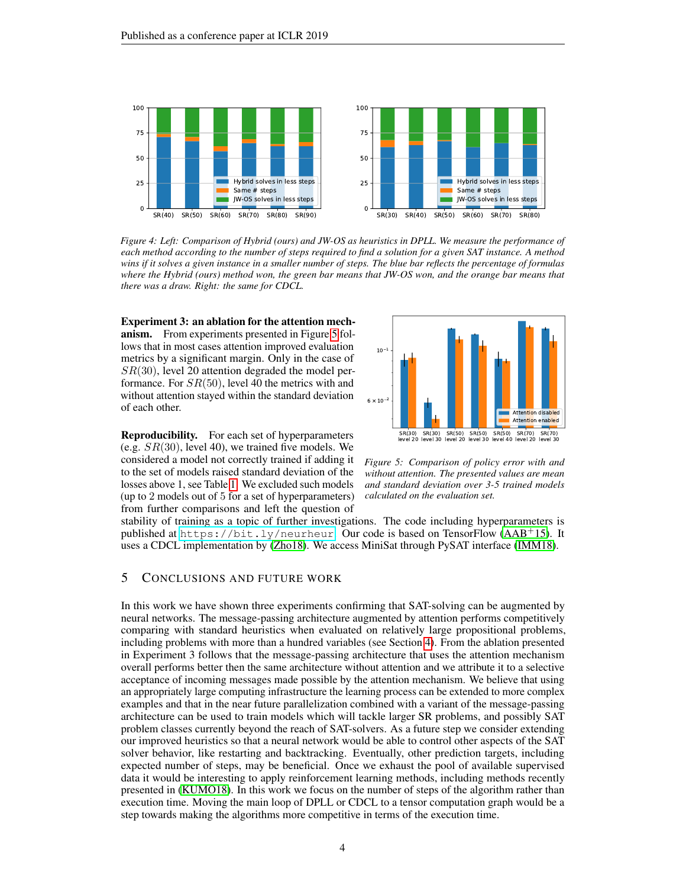*Figure 4: Left: Comparison of Hybrid (ours) and JW-OS as heuristics in DPLL. We measure the performance of each method according to the number of steps required to find a solution for a given SAT instance. A method wins if it solves a given instance in a smaller number of steps. The blue bar reflects the percentage of formulas where the Hybrid (ours) method won, the green bar means that JW-OS won, and the orange bar means that there was a draw. Right: the same for CDCL.*

**Experiment 3: an ablation for the attention mechanism.** From experiments presented in Figure 5 follows that in most cases attention improved evaluation metrics by a significant margin. Only in the case of $SR(30)$, level 20 attention degraded the model performance. For $SR(50)$, level 40 the metrics with and without attention stayed within the standard deviation of each other.

*Figure 5: Comparison of policy error with and without attention. The presented values are mean and standard deviation over 3-5 trained models calculated on the evaluation set.*

**Reproducibility.** For each set of hyperparameters (e.g. $SR(30)$, level 40), we trained five models. We considered a model not correctly trained if adding it to the set of models raised standard deviation of the losses above 1, see Table 1. We excluded such models (up to 2 models out of 5 for a set of hyperparameters) from further comparisons and left the question of stability of training as a topic of further investigations. The code including hyperparameters is published at `https://bit.ly/neurheur`. Our code is based on TensorFlow (AAB[+]15). It uses a CDCL implementation by (Zho18). We access MiniSat through PySAT interface (IMM18).

## 5 Conclusions and Future Work

In this work we have shown three experiments confirming that SAT-solving can be augmented by neural networks. The message-passing architecture augmented by attention performs competitively comparing with standard heuristics when evaluated on relatively large propositional problems, including problems with more than a hundred variables (see Section 4). From the ablation presented in Experiment 3 follows that the message-passing architecture that uses the attention mechanism overall performs better then the same architecture without attention and we attribute it to a selective acceptance of incoming messages made possible by the attention mechanism. We believe that using an appropriately large computing infrastructure the learning process can be extended to more complex examples and that in the near future parallelization combined with a variant of the message-passing architecture can be used to train models which will tackle larger SR problems, and possibly SAT problem classes currently beyond the reach of SAT-solvers. As a future step we consider extending our improved heuristics so that a neural network would be able to control other aspects of the SAT solver behavior, like restarting and backtracking. Eventually, other prediction targets, including expected number of steps, may be beneficial. Once we exhaust the pool of available supervised data it would be interesting to apply reinforcement learning methods, including methods recently presented in (KUMO18). In this work we focus on the number of steps of the algorithm rather than execution time. Moving the main loop of DPLL or CDCL to a tensor computation graph would be a step towards making the algorithms more competitive in terms of the execution time.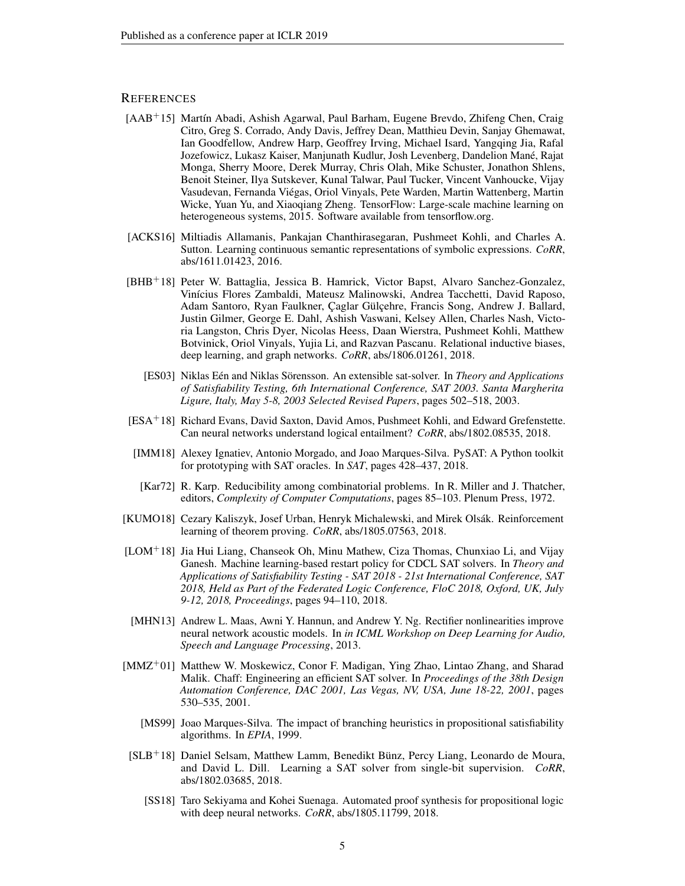## REFERENCES

[AAB+15] Martín Abadi, Ashish Agarwal, Paul Barham, Eugene Brevdo, Zhifeng Chen, Craig Citro, Greg S. Corrado, Andy Davis, Jeffrey Dean, Matthieu Devin, Sanjay Ghemawat, Ian Goodfellow, Andrew Harp, Geoffrey Irving, Michael Isard, Yangqing Jia, Rafal Jozefowicz, Lukasz Kaiser, Manjunath Kudlur, Josh Levenberg, Dandelion Mané, Rajat Monga, Sherry Moore, Derek Murray, Chris Olah, Mike Schuster, Jonathon Shlens, Benoit Steiner, Ilya Sutskever, Kunal Talwar, Paul Tucker, Vincent Vanhoucke, Vijay Vasudevan, Fernanda Viégas, Oriol Vinyals, Pete Warden, Martin Wattenberg, Martin Wicke, Yuan Yu, and Xiaoqiang Zheng. TensorFlow: Large-scale machine learning on heterogeneous systems, 2015. Software available from tensorflow.org.

[ACKS16] Miltiadis Allamanis, Pankajan Chanthirasegaran, Pushmeet Kohli, and Charles A. Sutton. Learning continuous semantic representations of symbolic expressions. *CoRR*, abs/1611.01423, 2016.

[BHB+18] Peter W. Battaglia, Jessica B. Hamrick, Victor Bapst, Alvaro Sanchez-Gonzalez, Vinícius Flores Zambaldi, Mateusz Malinowski, Andrea Tacchetti, David Raposo, Adam Santoro, Ryan Faulkner, Çaglar Gülçehre, Francis Song, Andrew J. Ballard, Justin Gilmer, George E. Dahl, Ashish Vaswani, Kelsey Allen, Charles Nash, Victoria Langston, Chris Dyer, Nicolas Heess, Daan Wierstra, Pushmeet Kohli, Matthew Botvinick, Oriol Vinyals, Yujia Li, and Razvan Pascanu. Relational inductive biases, deep learning, and graph networks. *CoRR*, abs/1806.01261, 2018.

[ES03] Niklas Eén and Niklas Sörensson. An extensible sat-solver. In *Theory and Applications of Satisfiability Testing, 6th International Conference, SAT 2003. Santa Margherita Ligure, Italy, May 5-8, 2003 Selected Revised Papers*, pages 502–518, 2003.

[ESA+18] Richard Evans, David Saxton, David Amos, Pushmeet Kohli, and Edward Grefenstette. Can neural networks understand logical entailment? *CoRR*, abs/1802.08535, 2018.

[IMM18] Alexey Ignatiev, Antonio Morgado, and Joao Marques-Silva. PySAT: A Python toolkit for prototyping with SAT oracles. In *SAT*, pages 428–437, 2018.

[Kar72] R. Karp. Reducibility among combinatorial problems. In R. Miller and J. Thatcher, editors, *Complexity of Computer Computations*, pages 85–103. Plenum Press, 1972.

[KUMO18] Cezary Kaliszyk, Josef Urban, Henryk Michalewski, and Mirek Olsák. Reinforcement learning of theorem proving. *CoRR*, abs/1805.07563, 2018.

[LOM+18] Jia Hui Liang, Chanseok Oh, Minu Mathew, Ciza Thomas, Chunxiao Li, and Vijay Ganesh. Machine learning-based restart policy for CDCL SAT solvers. In *Theory and Applications of Satisfiability Testing - SAT 2018 - 21st International Conference, SAT 2018, Held as Part of the Federated Logic Conference, FloC 2018, Oxford, UK, July 9-12, 2018, Proceedings*, pages 94–110, 2018.

[MHN13] Andrew L. Maas, Awni Y. Hannun, and Andrew Y. Ng. Rectifier nonlinearities improve neural network acoustic models. In *in ICML Workshop on Deep Learning for Audio, Speech and Language Processing*, 2013.

[MMZ+01] Matthew W. Moskewicz, Conor F. Madigan, Ying Zhao, Lintao Zhang, and Sharad Malik. Chaff: Engineering an efficient SAT solver. In *Proceedings of the 38th Design Automation Conference, DAC 2001, Las Vegas, NV, USA, June 18-22, 2001*, pages 530–535, 2001.

[MS99] Joao Marques-Silva. The impact of branching heuristics in propositional satisfiability algorithms. In *EPIA*, 1999.

[SLB+18] Daniel Selsam, Matthew Lamm, Benedikt Bünz, Percy Liang, Leonardo de Moura, and David L. Dill. Learning a SAT solver from single-bit supervision. *CoRR*, abs/1802.03685, 2018.

[SS18] Taro Sekiyama and Kohei Suenaga. Automated proof synthesis for propositional logic with deep neural networks. *CoRR*, abs/1805.11799, 2018.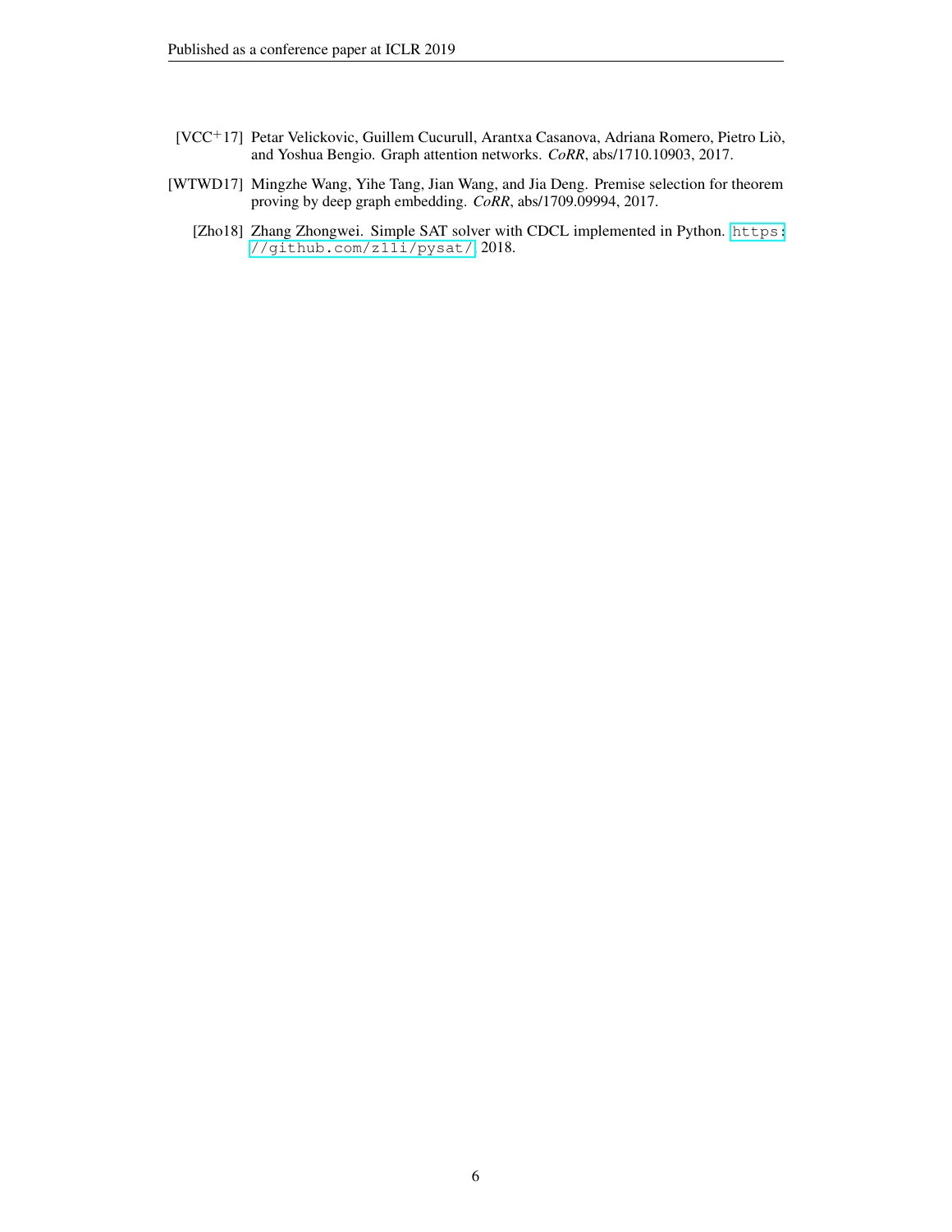[VCC$^{+}$17] Petar Velickovic, Guillem Cucurull, Arantxa Casanova, Adriana Romero, Pietro Liò, and Yoshua Bengio. Graph attention networks. *CoRR*, abs/1710.10903, 2017.

[WTWD17] Mingzhe Wang, Yihe Tang, Jian Wang, and Jia Deng. Premise selection for theorem proving by deep graph embedding. *CoRR*, abs/1709.09994, 2017.

[Zho18] Zhang Zhongwei. Simple SAT solver with CDCL implemented in Python. https://github.com/z11i/pysat/, 2018.